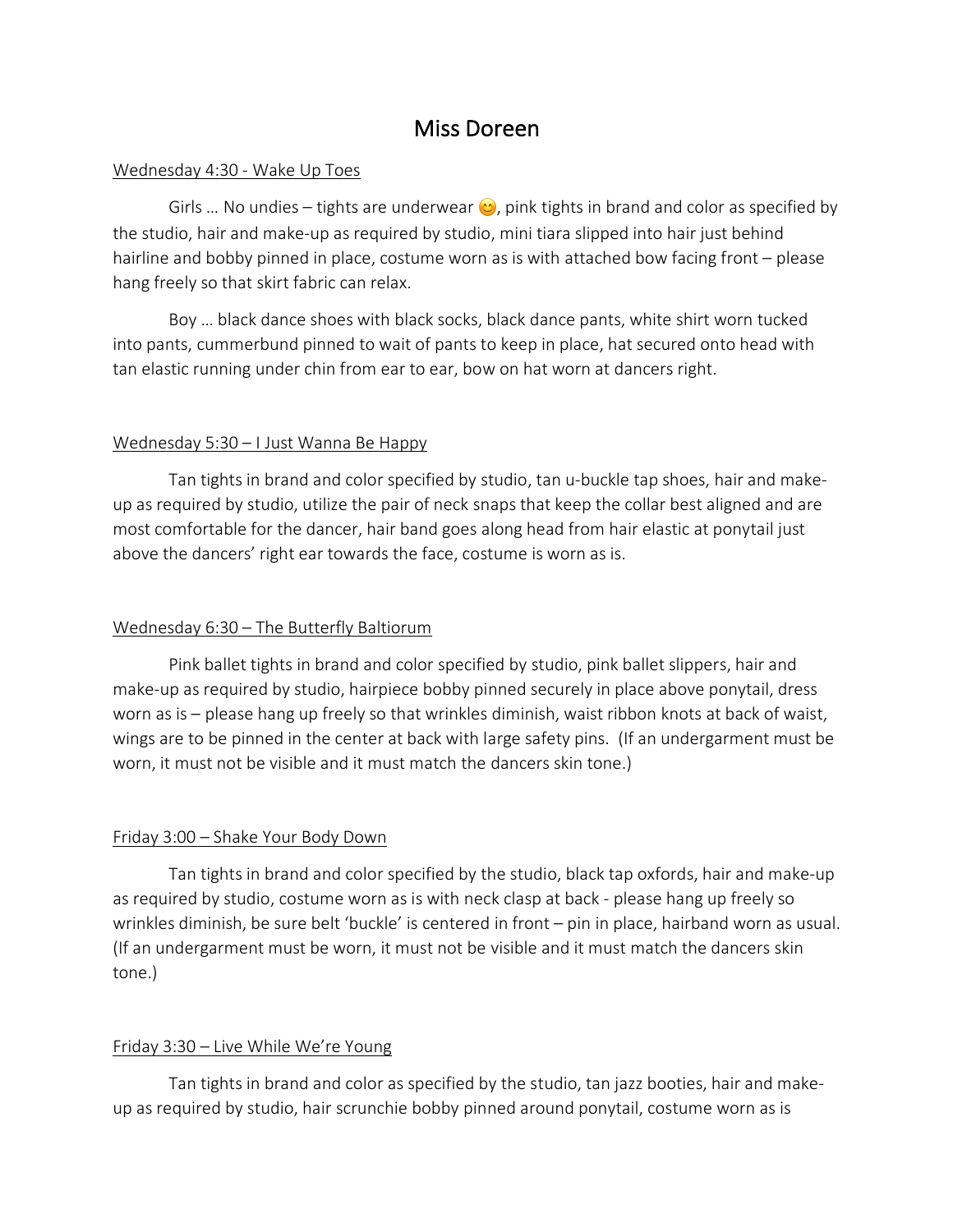# Miss Doreen

Wednesday 4:30 - Wake Up Toes

Girls … No undies – tights are underwear 😊, pink tights in brand and color as specified by the studio, hair and make-up as required by studio, mini tiara slipped into hair just behind hairline and bobby pinned in place, costume worn as is with attached bow facing front – please hang freely so that skirt fabric can relax.

Boy … black dance shoes with black socks, black dance pants, white shirt worn tucked into pants, cummerbund pinned to wait of pants to keep in place, hat secured onto head with tan elastic running under chin from ear to ear, bow on hat worn at dancers right.

Wednesday 5:30 – I Just Wanna Be Happy

Tan tights in brand and color specified by studio, tan u-buckle tap shoes, hair and make-up as required by studio, utilize the pair of neck snaps that keep the collar best aligned and are most comfortable for the dancer, hair band goes along head from hair elastic at ponytail just above the dancers' right ear towards the face, costume is worn as is.

Wednesday 6:30 – The Butterfly Baltiorum

Pink ballet tights in brand and color specified by studio, pink ballet slippers, hair and make-up as required by studio, hairpiece bobby pinned securely in place above ponytail, dress worn as is – please hang up freely so that wrinkles diminish, waist ribbon knots at back of waist, wings are to be pinned in the center at back with large safety pins. (If an undergarment must be worn, it must not be visible and it must match the dancers skin tone.)

Friday 3:00 – Shake Your Body Down

Tan tights in brand and color specified by the studio, black tap oxfords, hair and make-up as required by studio, costume worn as is with neck clasp at back - please hang up freely so wrinkles diminish, be sure belt 'buckle' is centered in front – pin in place, hairband worn as usual. (If an undergarment must be worn, it must not be visible and it must match the dancers skin tone.)

Friday 3:30 – Live While We're Young

Tan tights in brand and color as specified by the studio, tan jazz booties, hair and make-up as required by studio, hair scrunchie bobby pinned around ponytail, costume worn as is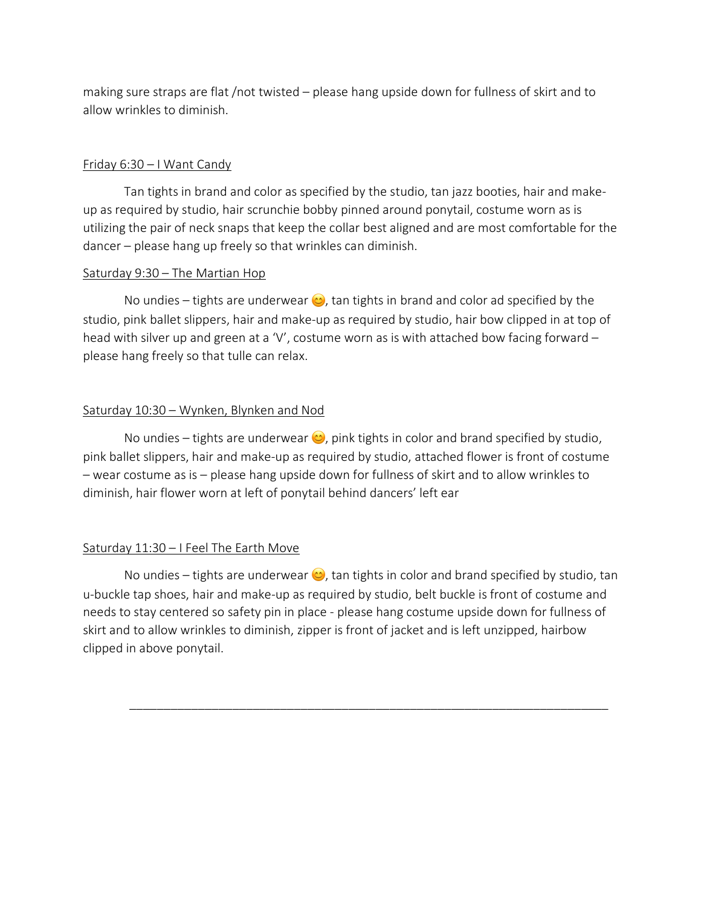making sure straps are flat /not twisted – please hang upside down for fullness of skirt and to allow wrinkles to diminish.

<u>Friday 6:30 – I Want Candy</u>

Tan tights in brand and color as specified by the studio, tan jazz booties, hair and make-up as required by studio, hair scrunchie bobby pinned around ponytail, costume worn as is utilizing the pair of neck snaps that keep the collar best aligned and are most comfortable for the dancer – please hang up freely so that wrinkles can diminish.

<u>Saturday 9:30 – The Martian Hop</u>

No undies – tights are underwear 😊, tan tights in brand and color ad specified by the studio, pink ballet slippers, hair and make-up as required by studio, hair bow clipped in at top of head with silver up and green at a 'V', costume worn as is with attached bow facing forward – please hang freely so that tulle can relax.

<u>Saturday 10:30 – Wynken, Blynken and Nod</u>

No undies – tights are underwear 😊, pink tights in color and brand specified by studio, pink ballet slippers, hair and make-up as required by studio, attached flower is front of costume – wear costume as is – please hang upside down for fullness of skirt and to allow wrinkles to diminish, hair flower worn at left of ponytail behind dancers' left ear

<u>Saturday 11:30 – I Feel The Earth Move</u>

No undies – tights are underwear 😊, tan tights in color and brand specified by studio, tan u-buckle tap shoes, hair and make-up as required by studio, belt buckle is front of costume and needs to stay centered so safety pin in place - please hang costume upside down for fullness of skirt and to allow wrinkles to diminish, zipper is front of jacket and is left unzipped, hairbow clipped in above ponytail.

---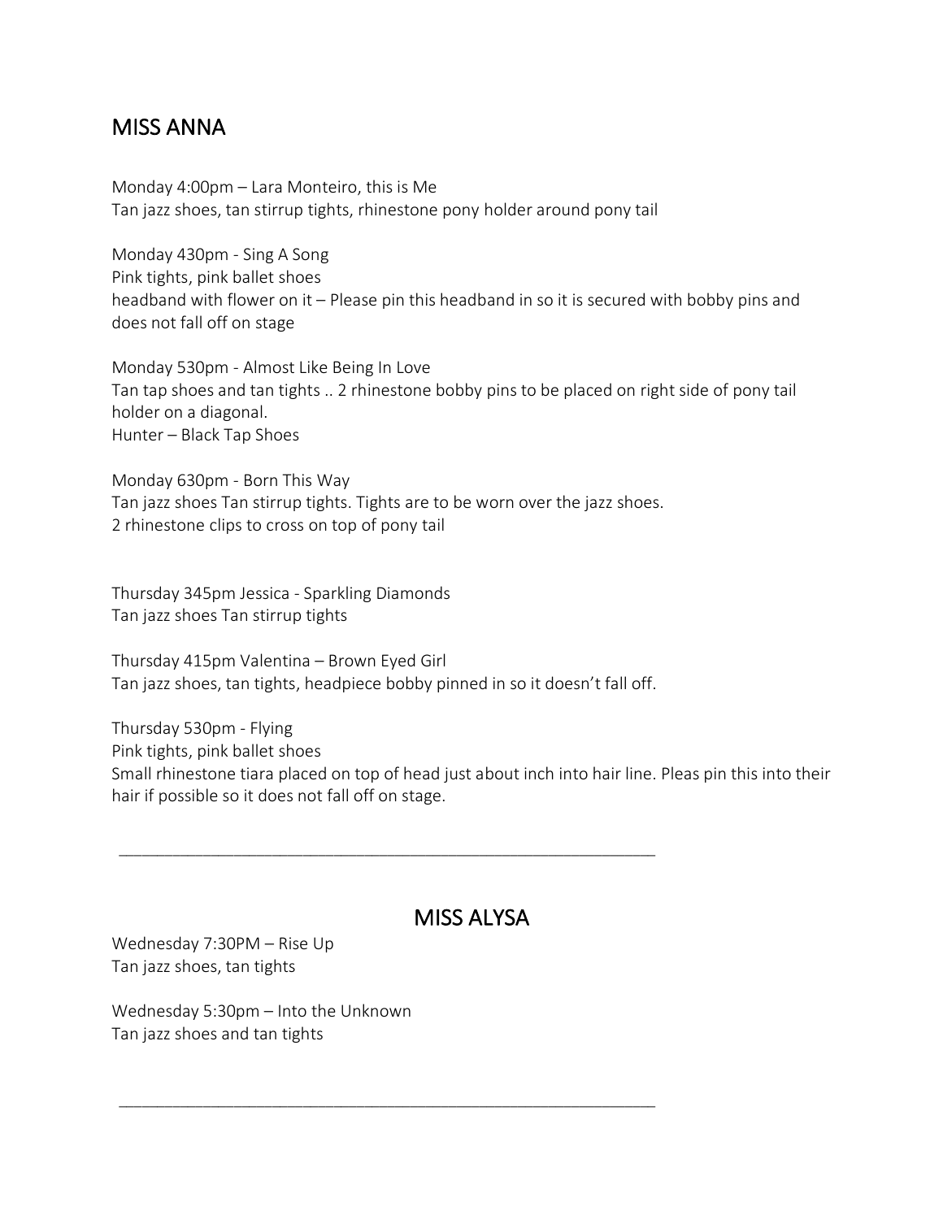## MISS ANNA

Monday 4:00pm – Lara Monteiro, this is Me
Tan jazz shoes, tan stirrup tights, rhinestone pony holder around pony tail

Monday 430pm - Sing A Song
Pink tights, pink ballet shoes
headband with flower on it – Please pin this headband in so it is secured with bobby pins and does not fall off on stage

Monday 530pm - Almost Like Being In Love
Tan tap shoes and tan tights .. 2 rhinestone bobby pins to be placed on right side of pony tail holder on a diagonal.
Hunter – Black Tap Shoes

Monday 630pm - Born This Way
Tan jazz shoes Tan stirrup tights. Tights are to be worn over the jazz shoes.
2 rhinestone clips to cross on top of pony tail

Thursday 345pm Jessica - Sparkling Diamonds
Tan jazz shoes Tan stirrup tights

Thursday 415pm Valentina – Brown Eyed Girl
Tan jazz shoes, tan tights, headpiece bobby pinned in so it doesn't fall off.

Thursday 530pm - Flying
Pink tights, pink ballet shoes
Small rhinestone tiara placed on top of head just about inch into hair line. Pleas pin this into their hair if possible so it does not fall off on stage.

---

## MISS ALYSA

Wednesday 7:30PM – Rise Up
Tan jazz shoes, tan tights

Wednesday 5:30pm – Into the Unknown
Tan jazz shoes and tan tights

---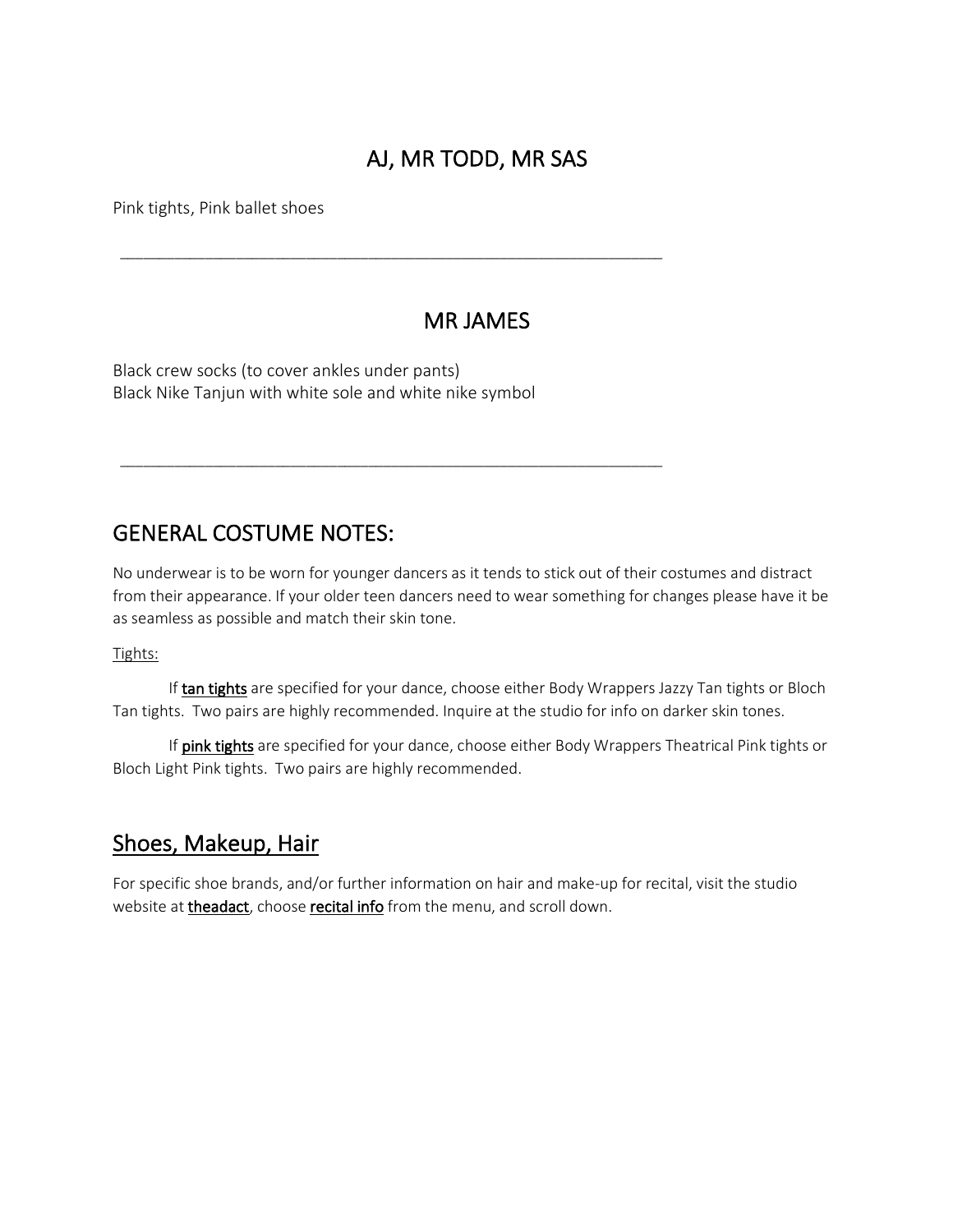## AJ, MR TODD, MR SAS

Pink tights, Pink ballet shoes

---

## MR JAMES

Black crew socks (to cover ankles under pants)
Black Nike Tanjun with white sole and white nike symbol

---

## GENERAL COSTUME NOTES:

No underwear is to be worn for younger dancers as it tends to stick out of their costumes and distract from their appearance. If your older teen dancers need to wear something for changes please have it be as seamless as possible and match their skin tone.

Tights:

If **tan tights** are specified for your dance, choose either Body Wrappers Jazzy Tan tights or Bloch Tan tights. Two pairs are highly recommended. Inquire at the studio for info on darker skin tones.

If **pink tights** are specified for your dance, choose either Body Wrappers Theatrical Pink tights or Bloch Light Pink tights. Two pairs are highly recommended.

## Shoes, Makeup, Hair

For specific shoe brands, and/or further information on hair and make-up for recital, visit the studio website at **theadact**, choose **recital info** from the menu, and scroll down.